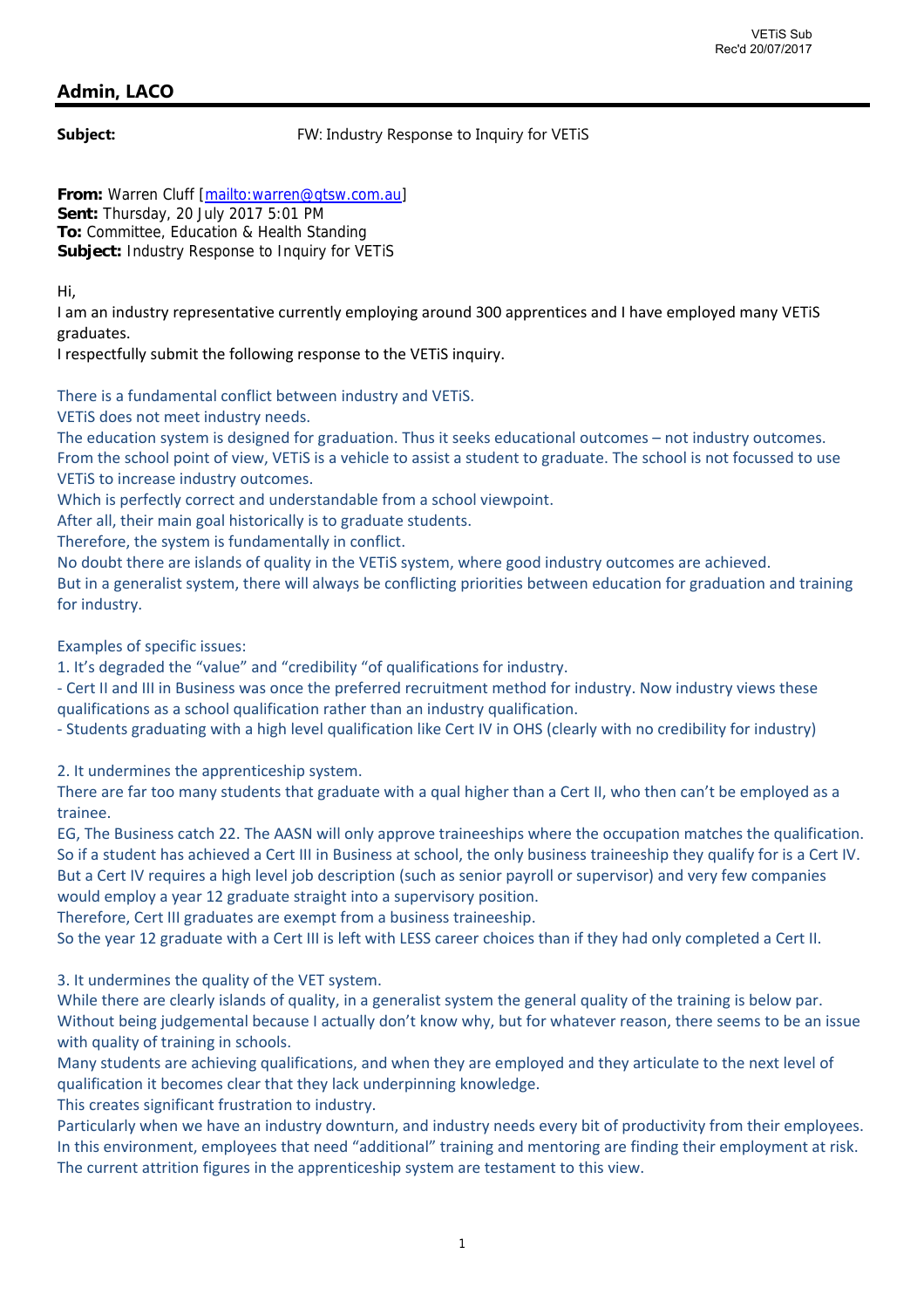VETiS Sub
Rec'd 20/07/2017

## Admin, LACO

**Subject:** FW: Industry Response to Inquiry for VETiS

**From:** Warren Cluff [mailto:warren@gtsw.com.au]
**Sent:** Thursday, 20 July 2017 5:01 PM
**To:** Committee, Education & Health Standing
**Subject:** Industry Response to Inquiry for VETiS

Hi,
I am an industry representative currently employing around 300 apprentices and I have employed many VETiS graduates.
I respectfully submit the following response to the VETiS inquiry.

There is a fundamental conflict between industry and VETiS.
VETiS does not meet industry needs.
The education system is designed for graduation. Thus it seeks educational outcomes – not industry outcomes.
From the school point of view, VETiS is a vehicle to assist a student to graduate. The school is not focussed to use VETiS to increase industry outcomes.
Which is perfectly correct and understandable from a school viewpoint.
After all, their main goal historically is to graduate students.
Therefore, the system is fundamentally in conflict.
No doubt there are islands of quality in the VETiS system, where good industry outcomes are achieved.
But in a generalist system, there will always be conflicting priorities between education for graduation and training for industry.

Examples of specific issues:
1. It's degraded the "value" and "credibility "of qualifications for industry.
- Cert II and III in Business was once the preferred recruitment method for industry. Now industry views these qualifications as a school qualification rather than an industry qualification.
- Students graduating with a high level qualification like Cert IV in OHS (clearly with no credibility for industry)

2. It undermines the apprenticeship system.
There are far too many students that graduate with a qual higher than a Cert II, who then can't be employed as a trainee.
EG, The Business catch 22. The AASN will only approve traineeships where the occupation matches the qualification.
So if a student has achieved a Cert III in Business at school, the only business traineeship they qualify for is a Cert IV.
But a Cert IV requires a high level job description (such as senior payroll or supervisor) and very few companies would employ a year 12 graduate straight into a supervisory position.
Therefore, Cert III graduates are exempt from a business traineeship.
So the year 12 graduate with a Cert III is left with LESS career choices than if they had only completed a Cert II.

3. It undermines the quality of the VET system.
While there are clearly islands of quality, in a generalist system the general quality of the training is below par.
Without being judgemental because I actually don't know why, but for whatever reason, there seems to be an issue with quality of training in schools.
Many students are achieving qualifications, and when they are employed and they articulate to the next level of qualification it becomes clear that they lack underpinning knowledge.
This creates significant frustration to industry.
Particularly when we have an industry downturn, and industry needs every bit of productivity from their employees.
In this environment, employees that need "additional" training and mentoring are finding their employment at risk.
The current attrition figures in the apprenticeship system are testament to this view.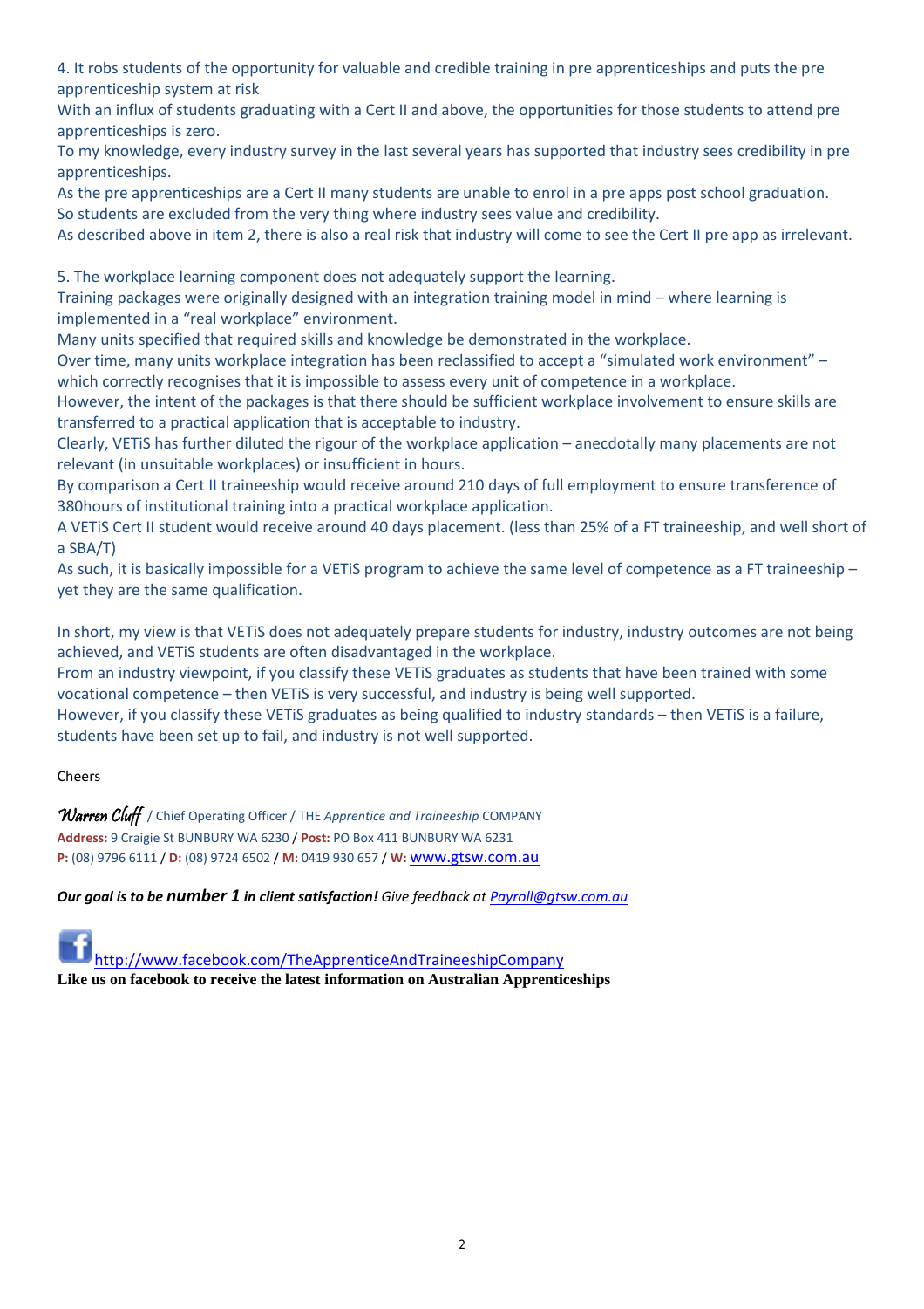4. It robs students of the opportunity for valuable and credible training in pre apprenticeships and puts the pre apprenticeship system at risk

With an influx of students graduating with a Cert II and above, the opportunities for those students to attend pre apprenticeships is zero.

To my knowledge, every industry survey in the last several years has supported that industry sees credibility in pre apprenticeships.

As the pre apprenticeships are a Cert II many students are unable to enrol in a pre apps post school graduation.

So students are excluded from the very thing where industry sees value and credibility.

As described above in item 2, there is also a real risk that industry will come to see the Cert II pre app as irrelevant.

5. The workplace learning component does not adequately support the learning.

Training packages were originally designed with an integration training model in mind – where learning is implemented in a "real workplace" environment.

Many units specified that required skills and knowledge be demonstrated in the workplace.

Over time, many units workplace integration has been reclassified to accept a "simulated work environment" – which correctly recognises that it is impossible to assess every unit of competence in a workplace.

However, the intent of the packages is that there should be sufficient workplace involvement to ensure skills are transferred to a practical application that is acceptable to industry.

Clearly, VETiS has further diluted the rigour of the workplace application – anecdotally many placements are not relevant (in unsuitable workplaces) or insufficient in hours.

By comparison a Cert II traineeship would receive around 210 days of full employment to ensure transference of 380hours of institutional training into a practical workplace application.

A VETiS Cert II student would receive around 40 days placement. (less than 25% of a FT traineeship, and well short of a SBA/T)

As such, it is basically impossible for a VETiS program to achieve the same level of competence as a FT traineeship – yet they are the same qualification.

In short, my view is that VETiS does not adequately prepare students for industry, industry outcomes are not being achieved, and VETiS students are often disadvantaged in the workplace.

From an industry viewpoint, if you classify these VETiS graduates as students that have been trained with some vocational competence – then VETiS is very successful, and industry is being well supported.

However, if you classify these VETiS graduates as being qualified to industry standards – then VETiS is a failure, students have been set up to fail, and industry is not well supported.

Cheers

*Warren Cluff* / Chief Operating Officer / THE *Apprentice and Traineeship* COMPANY

**Address:** 9 Craigie St BUNBURY WA 6230 / **Post:** PO Box 411 BUNBURY WA 6231

**P:** (08) 9796 6111 / **D:** (08) 9724 6502 / **M:** 0419 930 657 / **W:** www.gtsw.com.au

***Our goal is to be number 1 in client satisfaction!*** *Give feedback at Payroll@gtsw.com.au*

http://www.facebook.com/TheApprenticeAndTraineeshipCompany

**Like us on facebook to receive the latest information on Australian Apprenticeships**